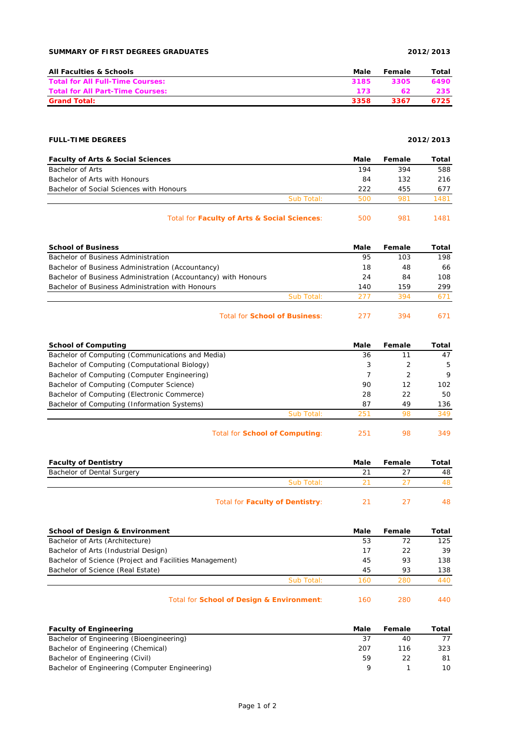**SUMMARY OF FIRST DEGREES GRADUATES** **2012/2013**

| All Faculties & Schools | Male | Female | Total |
|---|---|---|---|
| **Total for All Full-Time Courses:** | **3185** | **3305** | **6490** |
| **Total for All Part-Time Courses:** | **173** | **62** | **235** |
| **Grand Total:** | **3358** | **3367** | **6725** |

**FULL-TIME DEGREES** **2012/2013**

| Faculty of Arts & Social Sciences | Male | Female | Total |
|---|---|---|---|
| Bachelor of Arts | 194 | 394 | 588 |
| Bachelor of Arts with Honours | 84 | 132 | 216 |
| Bachelor of Social Sciences with Honours | 222 | 455 | 677 |
| Sub Total: | 500 | 981 | 1481 |
| Total for **Faculty of Arts & Social Sciences**: | 500 | 981 | 1481 |

| School of Business | Male | Female | Total |
|---|---|---|---|
| Bachelor of Business Administration | 95 | 103 | 198 |
| Bachelor of Business Administration (Accountancy) | 18 | 48 | 66 |
| Bachelor of Business Administration (Accountancy) with Honours | 24 | 84 | 108 |
| Bachelor of Business Administration with Honours | 140 | 159 | 299 |
| Sub Total: | 277 | 394 | 671 |
| Total for **School of Business**: | 277 | 394 | 671 |

| School of Computing | Male | Female | Total |
|---|---|---|---|
| Bachelor of Computing (Communications and Media) | 36 | 11 | 47 |
| Bachelor of Computing (Computational Biology) | 3 | 2 | 5 |
| Bachelor of Computing (Computer Engineering) | 7 | 2 | 9 |
| Bachelor of Computing (Computer Science) | 90 | 12 | 102 |
| Bachelor of Computing (Electronic Commerce) | 28 | 22 | 50 |
| Bachelor of Computing (Information Systems) | 87 | 49 | 136 |
| Sub Total: | 251 | 98 | 349 |
| Total for **School of Computing**: | 251 | 98 | 349 |

| Faculty of Dentistry | Male | Female | Total |
|---|---|---|---|
| Bachelor of Dental Surgery | 21 | 27 | 48 |
| Sub Total: | 21 | 27 | 48 |
| Total for **Faculty of Dentistry**: | 21 | 27 | 48 |

| School of Design & Environment | Male | Female | Total |
|---|---|---|---|
| Bachelor of Arts (Architecture) | 53 | 72 | 125 |
| Bachelor of Arts (Industrial Design) | 17 | 22 | 39 |
| Bachelor of Science (Project and Facilities Management) | 45 | 93 | 138 |
| Bachelor of Science (Real Estate) | 45 | 93 | 138 |
| Sub Total: | 160 | 280 | 440 |
| Total for **School of Design & Environment**: | 160 | 280 | 440 |

| Faculty of Engineering | Male | Female | Total |
|---|---|---|---|
| Bachelor of Engineering (Bioengineering) | 37 | 40 | 77 |
| Bachelor of Engineering (Chemical) | 207 | 116 | 323 |
| Bachelor of Engineering (Civil) | 59 | 22 | 81 |
| Bachelor of Engineering (Computer Engineering) | 9 | 1 | 10 |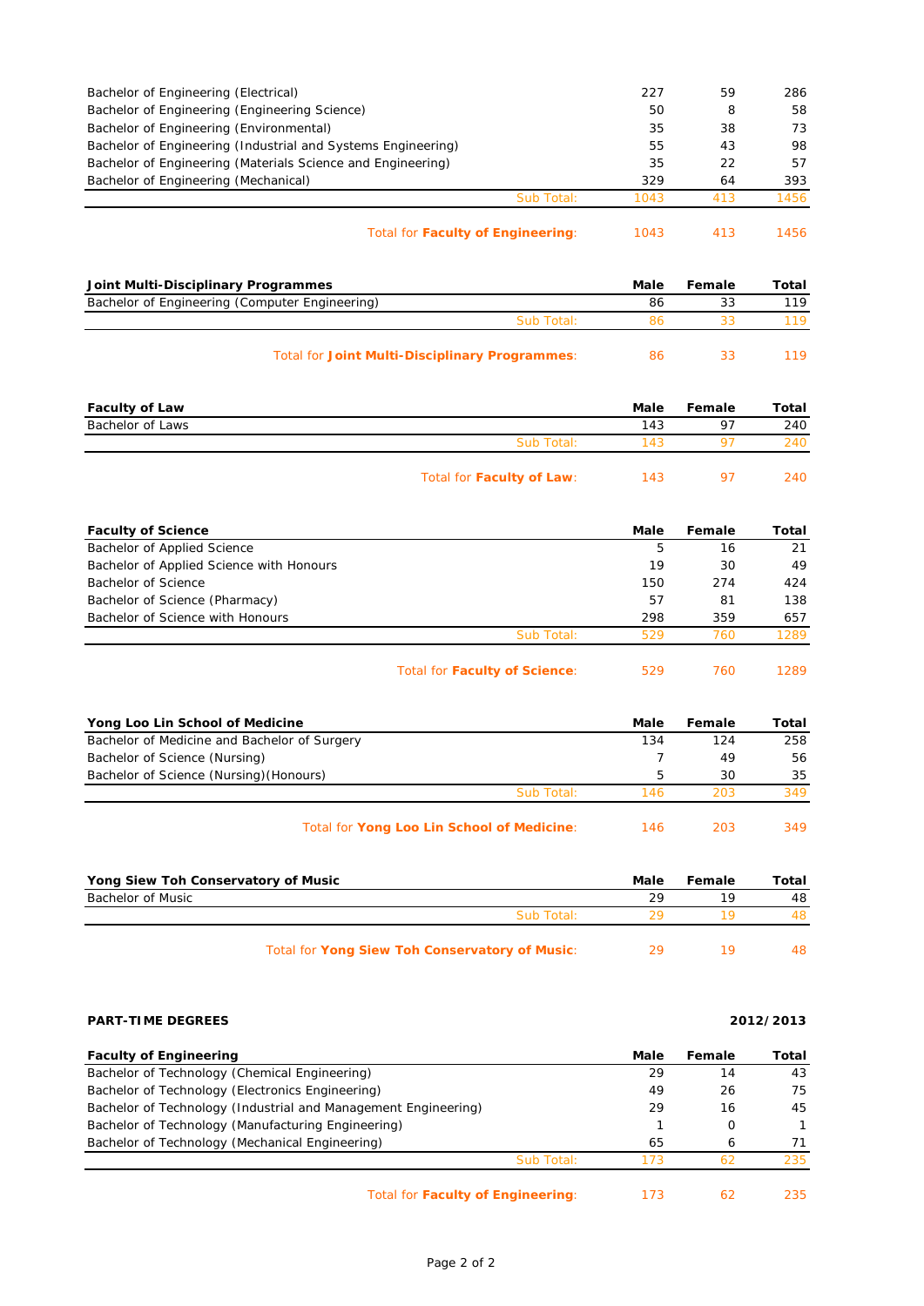| | Male | Female | Total |
|---|---|---|---|
| Bachelor of Engineering (Electrical) | 227 | 59 | 286 |
| Bachelor of Engineering (Engineering Science) | 50 | 8 | 58 |
| Bachelor of Engineering (Environmental) | 35 | 38 | 73 |
| Bachelor of Engineering (Industrial and Systems Engineering) | 55 | 43 | 98 |
| Bachelor of Engineering (Materials Science and Engineering) | 35 | 22 | 57 |
| Bachelor of Engineering (Mechanical) | 329 | 64 | 393 |
| Sub Total: | 1043 | 413 | 1456 |

Total for **Faculty of Engineering**: 1043 413 1456

| Joint Multi-Disciplinary Programmes | Male | Female | Total |
|---|---|---|---|
| Bachelor of Engineering (Computer Engineering) | 86 | 33 | 119 |
| Sub Total: | 86 | 33 | 119 |

Total for **Joint Multi-Disciplinary Programmes**: 86 33 119

| Faculty of Law | Male | Female | Total |
|---|---|---|---|
| Bachelor of Laws | 143 | 97 | 240 |
| Sub Total: | 143 | 97 | 240 |

Total for **Faculty of Law**: 143 97 240

| Faculty of Science | Male | Female | Total |
|---|---|---|---|
| Bachelor of Applied Science | 5 | 16 | 21 |
| Bachelor of Applied Science with Honours | 19 | 30 | 49 |
| Bachelor of Science | 150 | 274 | 424 |
| Bachelor of Science (Pharmacy) | 57 | 81 | 138 |
| Bachelor of Science with Honours | 298 | 359 | 657 |
| Sub Total: | 529 | 760 | 1289 |

Total for **Faculty of Science**: 529 760 1289

| Yong Loo Lin School of Medicine | Male | Female | Total |
|---|---|---|---|
| Bachelor of Medicine and Bachelor of Surgery | 134 | 124 | 258 |
| Bachelor of Science (Nursing) | 7 | 49 | 56 |
| Bachelor of Science (Nursing)(Honours) | 5 | 30 | 35 |
| Sub Total: | 146 | 203 | 349 |

Total for **Yong Loo Lin School of Medicine**: 146 203 349

| Yong Siew Toh Conservatory of Music | Male | Female | Total |
|---|---|---|---|
| Bachelor of Music | 29 | 19 | 48 |
| Sub Total: | 29 | 19 | 48 |

Total for **Yong Siew Toh Conservatory of Music**: 29 19 48

**PART-TIME DEGREES** **2012/2013**

| Faculty of Engineering | Male | Female | Total |
|---|---|---|---|
| Bachelor of Technology (Chemical Engineering) | 29 | 14 | 43 |
| Bachelor of Technology (Electronics Engineering) | 49 | 26 | 75 |
| Bachelor of Technology (Industrial and Management Engineering) | 29 | 16 | 45 |
| Bachelor of Technology (Manufacturing Engineering) | 1 | 0 | 1 |
| Bachelor of Technology (Mechanical Engineering) | 65 | 6 | 71 |
| Sub Total: | 173 | 62 | 235 |

Total for **Faculty of Engineering**: 173 62 235